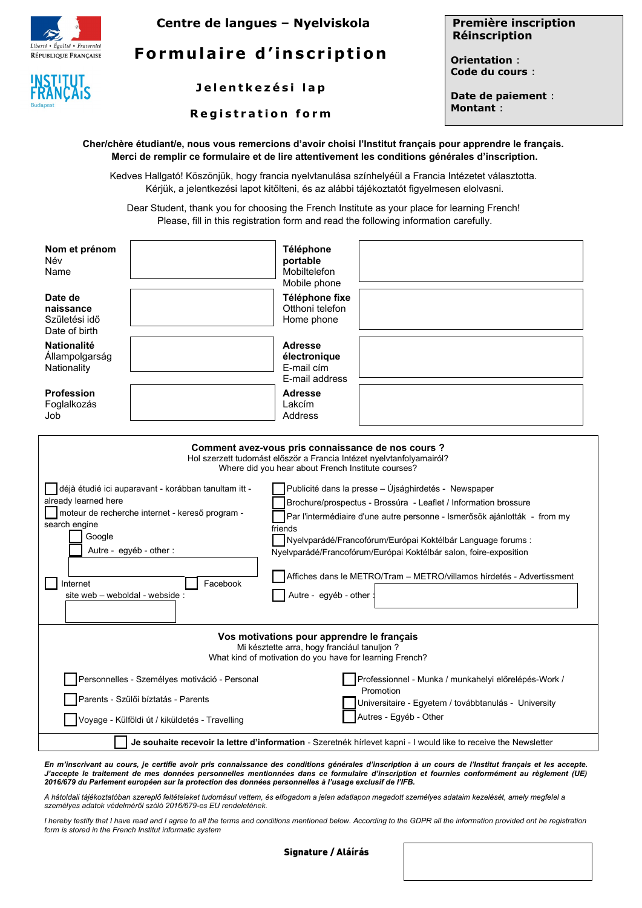Liberté • Égalité • Fraternité
RÉPUBLIQUE FRANÇAISE

INSTITUT FRANÇAIS
Budapest

# Centre de langues – Nyelviskola

# Formulaire d'inscription

## Jelentkezési lap

## Registration form

**Première inscription**
**Réinscription**

**Orientation** :
**Code du cours** :

**Date de paiement** :
**Montant** :

**Cher/chère étudiant/e, nous vous remercions d'avoir choisi l'Institut français pour apprendre le français. Merci de remplir ce formulaire et de lire attentivement les conditions générales d'inscription.**

Kedves Hallgató! Köszönjük, hogy francia nyelvtanulása színhelyéül a Francia Intézetet választotta. Kérjük, a jelentkezési lapot kitölteni, és az alábbi tájékoztatót figyelmesen elolvasni.

Dear Student, thank you for choosing the French Institute as your place for learning French! Please, fill in this registration form and read the following information carefully.

| | | | |
|---|---|---|---|
| **Nom et prénom** Név Name | | **Téléphone portable** Mobiltelefon Mobile phone | |
| **Date de naissance** Születési idő Date of birth | | **Téléphone fixe** Otthoni telefon Home phone | |
| **Nationalité** Állampolgarság Nationality | | **Adresse électronique** E-mail cím E-mail address | |
| **Profession** Foglalkozás Job | | **Adresse** Lakcím Address | |

**Comment avez-vous pris connaissance de nos cours ?**
Hol szerzett tudomást először a Francia Intézet nyelvtanfolyamairól?
Where did you hear about French Institute courses?

- ☐ déjà étudié ici auparavant - korábban tanultam itt - already learned here
- ☐ moteur de recherche internet - kereső program - search engine
  - ☐ Google
  - ☐ Autre - egyéb - other :
- ☐ Internet ☐ Facebook
  site web – weboldal - website :
- ☐ Publicité dans la presse – Újsághirdetés - Newspaper
- ☐ Brochure/prospectus - Brossúra - Leaflet / Information brossure
- ☐ Par l'intermédiaire d'une autre personne - Ismerősök ajánlották - from my friends
- ☐ Nyelvparádé/Francofórum/Európai Koktélbár Language forums : Nyelvparádé/Francofórum/Európai Koktélbár salon, foire-exposition
- ☐ Affiches dans le METRO/Tram – METRO/villamos hírdetés - Advertissment
- ☐ Autre - egyéb - other :

**Vos motivations pour apprendre le français**
Mi késztette arra, hogy franciául tanuljon ?
What kind of motivation do you have for learning French?

- ☐ Personnelles - Személyes motiváció - Personal
- ☐ Parents - Szülői bíztatás - Parents
- ☐ Voyage - Külföldi út / kiküldetés - Travelling
- ☐ Professionnel - Munka / munkahelyi előrelépés-Work / Promotion
- ☐ Universitaire - Egyetem / továbbtanulás - University
- ☐ Autres - Egyéb - Other

☐ **Je souhaite recevoir la lettre d'information** - Szeretnék hírlevet kapni - I would like to receive the Newsletter

***En m'inscrivant au cours, je certifie avoir pris connaissance des conditions générales d'inscription à un cours de l'Institut français et les accepte. J'accepte le traitement de mes données personnelles mentionnées dans ce formulaire d'inscription et fournies conformément au règlement (UE) 2016/679 du Parlement européen sur la protection des données personnelles à l'usage exclusif de l'IFB.***

*A hátoldali tájékoztatóban szereplő feltételeket tudomásul vettem, és elfogadom a jelen adatlapon megadott személyes adataim kezelését, amely megfelel a személyes adatok védelméről szóló 2016/679-es EU rendeletének.*

*I hereby testify that I have read and I agree to all the terms and conditions mentioned below. According to the GDPR all the information provided ont he registration form is stored in the French Institut informatic system*

**Signature / Aláírás**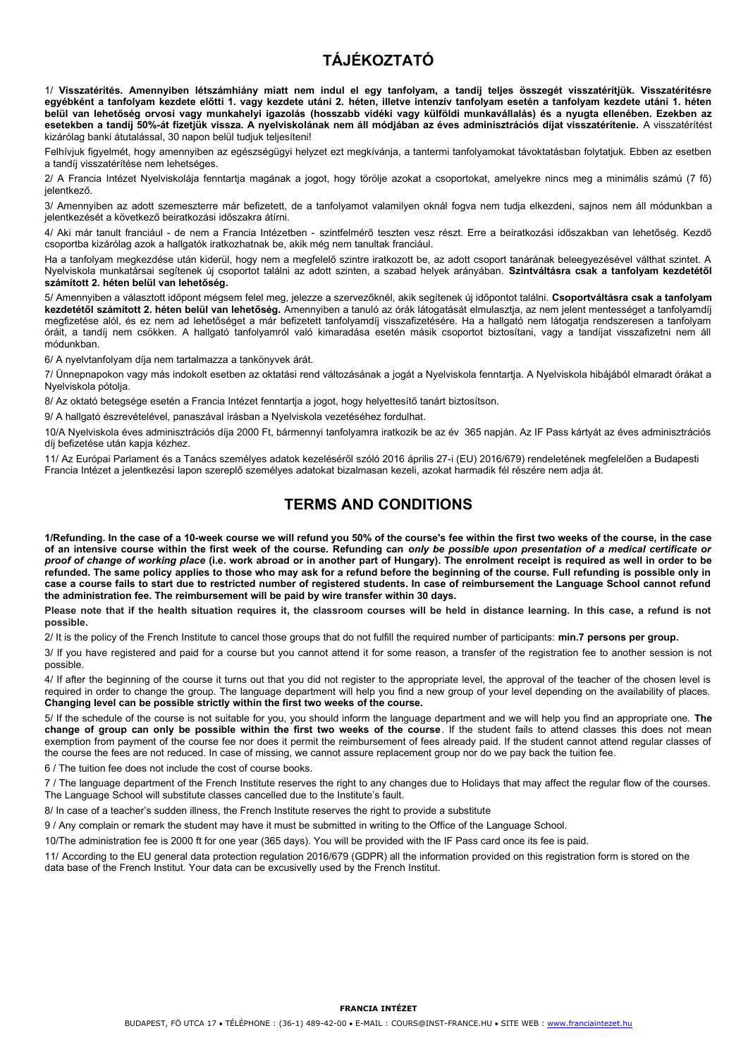# TÁJÉKOZTATÓ

1/ **Visszatérítés. Amennyiben létszámhiány miatt nem indul el egy tanfolyam, a tandíj teljes összegét visszatérítjük. Visszatérítésre egyébként a tanfolyam kezdete előtti 1. vagy kezdete utáni 2. héten, illetve intenzív tanfolyam esetén a tanfolyam kezdete utáni 1. héten belül van lehetőség orvosi vagy munkahelyi igazolás (hosszabb vidéki vagy külföldi munkavállalás) és a nyugta ellenében. Ezekben az esetekben a tandíj 50%-át fizetjük vissza. A nyelviskolának nem áll módjában az éves adminisztrációs díjat visszatérítenie.** A visszatérítést kizárólag banki átutalással, 30 napon belül tudjuk teljesíteni!

Felhívjuk figyelmét, hogy amennyiben az egészségügyi helyzet ezt megkívánja, a tantermi tanfolyamokat távoktatásban folytatjuk. Ebben az esetben a tandíj visszatérítése nem lehetséges.

2/ A Francia Intézet Nyelviskolája fenntartja magának a jogot, hogy törölje azokat a csoportokat, amelyekre nincs meg a minimális számú (7 fő) jelentkező.

3/ Amennyiben az adott szemeszterre már befizetett, de a tanfolyamot valamilyen oknál fogva nem tudja elkezdeni, sajnos nem áll módunkban a jelentkezését a következő beiratkozási időszakra átírni.

4/ Aki már tanult franciául - de nem a Francia Intézetben - szintfelmérő teszten vesz részt. Erre a beiratkozási időszakban van lehetőség. Kezdő csoportba kizárólag azok a hallgatók iratkozhatnak be, akik még nem tanultak franciául.

Ha a tanfolyam megkezdése után kiderül, hogy nem a megfelelő szintre iratkozott be, az adott csoport tanárának beleegyezésével válthat szintet. A Nyelviskola munkatársai segítenek új csoportot találni az adott szinten, a szabad helyek arányában. **Szintváltásra csak a tanfolyam kezdetétől számított 2. héten belül van lehetőség.**

5/ Amennyiben a választott időpont mégsem felel meg, jelezze a szervezőknél, akik segítenek új időpontot találni. **Csoportváltásra csak a tanfolyam kezdetétől számított 2. héten belül van lehetőség.** Amennyiben a tanuló az órák látogatását elmulasztja, az nem jelent mentességet a tanfolyamdíj megfizetése alól, és ez nem ad lehetőséget a már befizetett tanfolyamdíj visszafizetésére. Ha a hallgató nem látogatja rendszeresen a tanfolyam óráit, a tandíj nem csökken. A hallgató tanfolyamról való kimaradása esetén másik csoportot biztosítani, vagy a tandíjat visszafizetni nem áll módunkban.

6/ A nyelvtanfolyam díja nem tartalmazza a tankönyvek árát.

7/ Ünnepnapokon vagy más indokolt esetben az oktatási rend változásának a jogát a Nyelviskola fenntartja. A Nyelviskola hibájából elmaradt órákat a Nyelviskola pótolja.

8/ Az oktató betegsége esetén a Francia Intézet fenntartja a jogot, hogy helyettesítő tanárt biztosítson.

9/ A hallgató észrevételével, panaszával írásban a Nyelviskola vezetéséhez fordulhat.

10/A Nyelviskola éves adminisztrációs díja 2000 Ft, bármennyi tanfolyamra iratkozik be az év 365 napján. Az IF Pass kártyát az éves adminisztrációs díj befizetése után kapja kézhez.

11/ Az Európai Parlament és a Tanács személyes adatok kezeléséről szóló 2016 április 27-i (EU) 2016/679) rendeletének megfelelően a Budapesti Francia Intézet a jelentkezési lapon szereplő személyes adatokat bizalmasan kezeli, azokat harmadik fél részére nem adja át.

# TERMS AND CONDITIONS

**1/Refunding. In the case of a 10-week course we will refund you 50% of the course's fee within the first two weeks of the course, in the case of an intensive course within the first week of the course. Refunding can *only be possible upon presentation of a medical certificate or proof of change of working place* (i.e. work abroad or in another part of Hungary). The enrolment receipt is required as well in order to be refunded. The same policy applies to those who may ask for a refund before the beginning of the course. Full refunding is possible only in case a course fails to start due to restricted number of registered students. In case of reimbursement the Language School cannot refund the administration fee. The reimbursement will be paid by wire transfer within 30 days.**

**Please note that if the health situation requires it, the classroom courses will be held in distance learning. In this case, a refund is not possible.**

2/ It is the policy of the French Institute to cancel those groups that do not fulfill the required number of participants: **min.7 persons per group.**

3/ If you have registered and paid for a course but you cannot attend it for some reason, a transfer of the registration fee to another session is not possible.

4/ If after the beginning of the course it turns out that you did not register to the appropriate level, the approval of the teacher of the chosen level is required in order to change the group. The language department will help you find a new group of your level depending on the availability of places. **Changing level can be possible strictly within the first two weeks of the course.**

5/ If the schedule of the course is not suitable for you, you should inform the language department and we will help you find an appropriate one. **The change of group can only be possible within the first two weeks of the course**. If the student fails to attend classes this does not mean exemption from payment of the course fee nor does it permit the reimbursement of fees already paid. If the student cannot attend regular classes of the course the fees are not reduced. In case of missing, we cannot assure replacement group nor do we pay back the tuition fee.

6 / The tuition fee does not include the cost of course books.

7 / The language department of the French Institute reserves the right to any changes due to Holidays that may affect the regular flow of the courses. The Language School will substitute classes cancelled due to the Institute's fault.

8/ In case of a teacher's sudden illness, the French Institute reserves the right to provide a substitute

9 / Any complain or remark the student may have it must be submitted in writing to the Office of the Language School.

10/The administration fee is 2000 ft for one year (365 days). You will be provided with the IF Pass card once its fee is paid.

11/ According to the EU general data protection regulation 2016/679 (GDPR) all the information provided on this registration form is stored on the data base of the French Institut. Your data can be excusivelly used by the French Institut.

**FRANCIA INTÉZET**

BUDAPEST, FŐ UTCA 17 • TÉLÉPHONE : (36-1) 489-42-00 • E-MAIL : COURS@INST-FRANCE.HU • SITE WEB : www.franciaintezet.hu